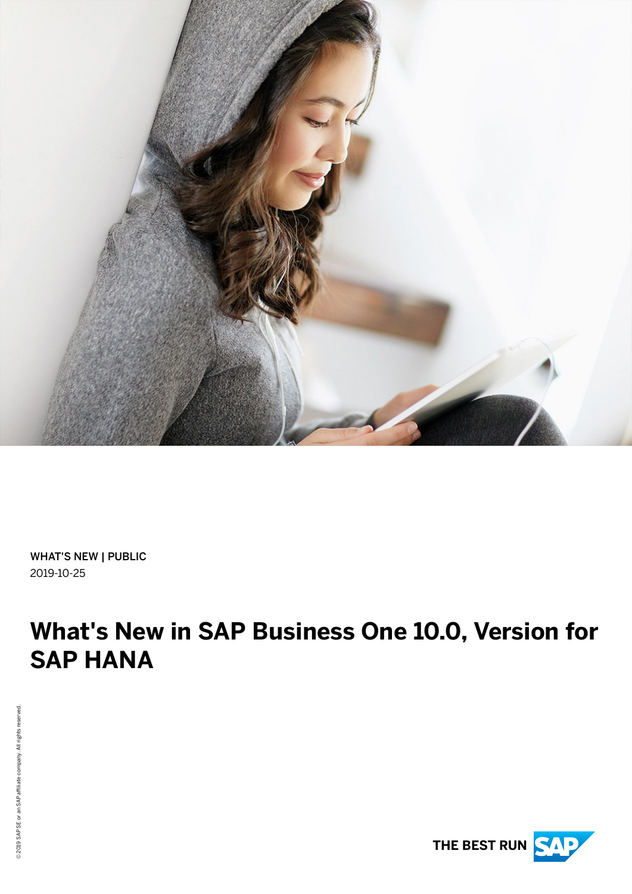WHAT'S NEW | PUBLIC
2019-10-25

# What's New in SAP Business One 10.0, Version for SAP HANA

© 2019 SAP SE or an SAP affiliate company. All rights reserved.

THE BEST RUN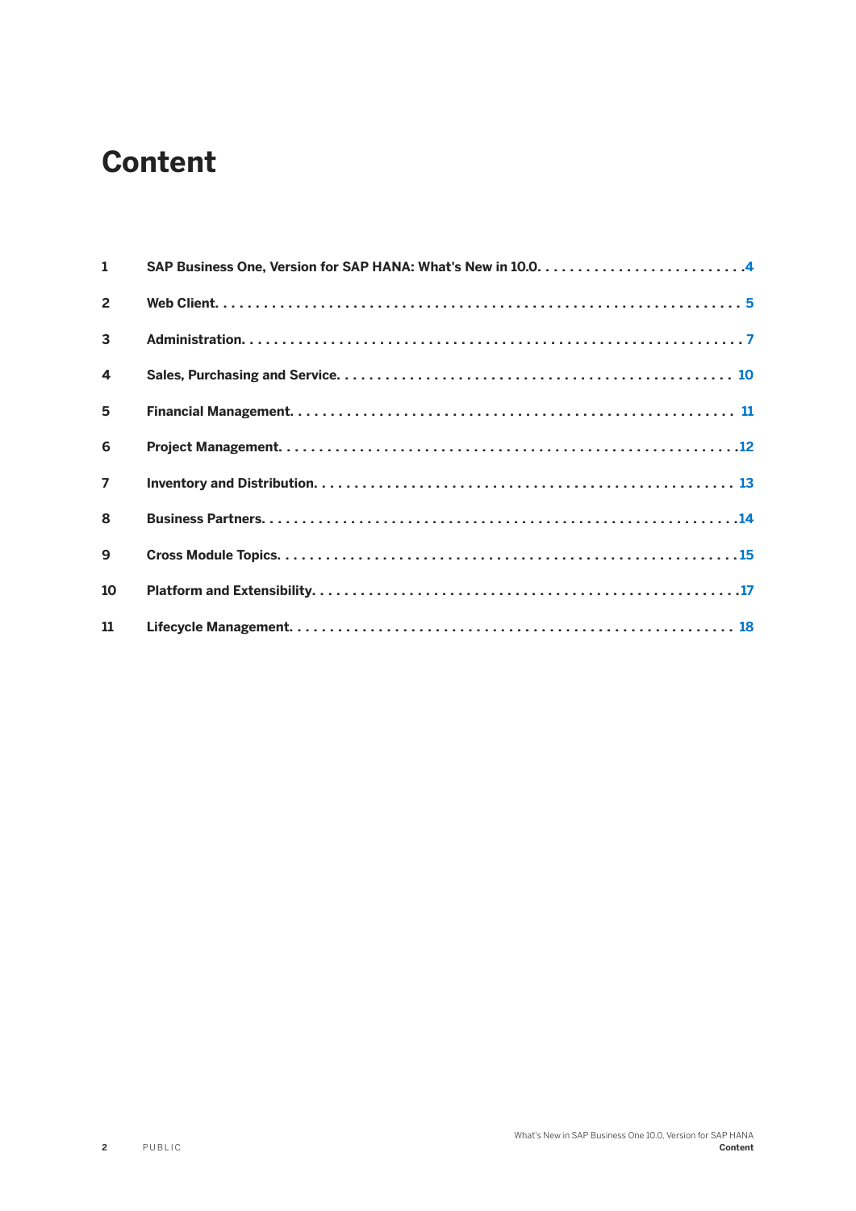# Content

| | | |
|---|---|---|
| 1 | SAP Business One, Version for SAP HANA: What's New in 10.0 | 4 |
| 2 | Web Client | 5 |
| 3 | Administration | 7 |
| 4 | Sales, Purchasing and Service | 10 |
| 5 | Financial Management | 11 |
| 6 | Project Management | 12 |
| 7 | Inventory and Distribution | 13 |
| 8 | Business Partners | 14 |
| 9 | Cross Module Topics | 15 |
| 10 | Platform and Extensibility | 17 |
| 11 | Lifecycle Management | 18 |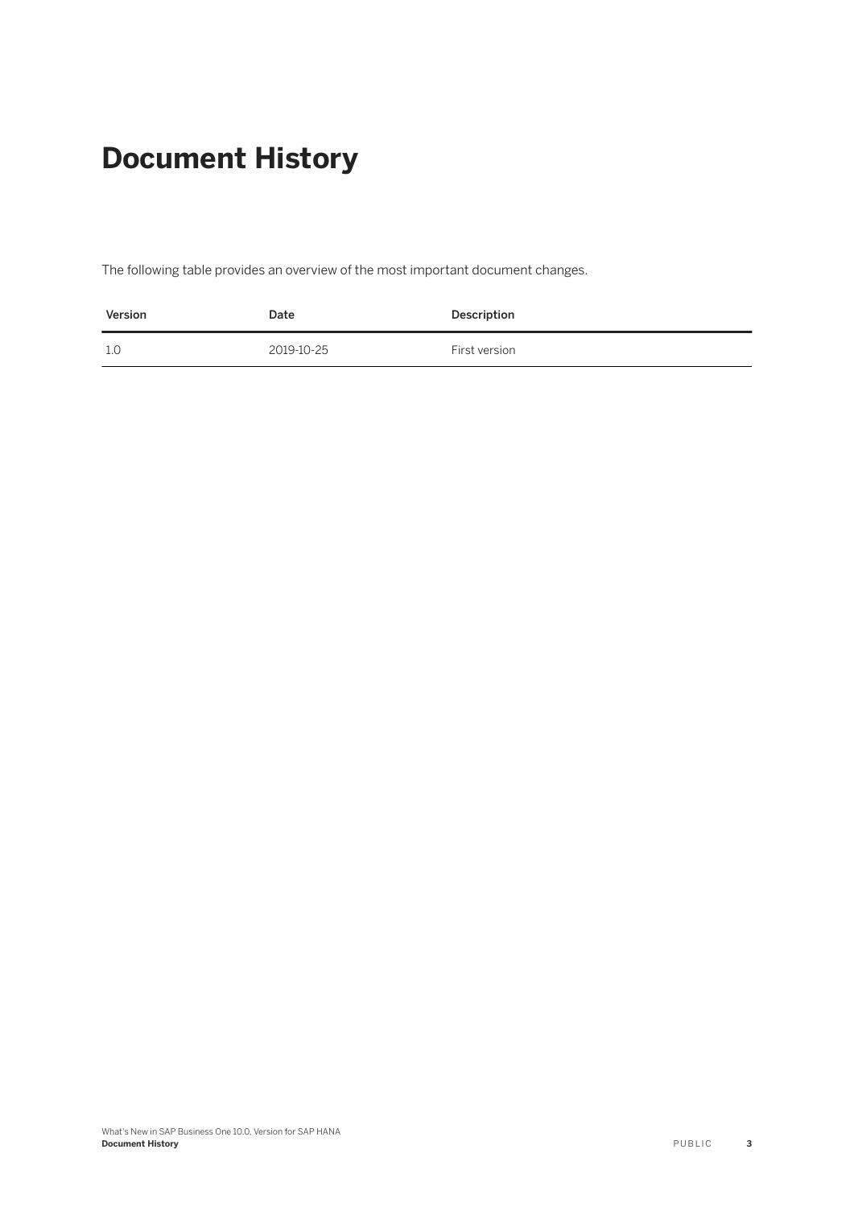# Document History

The following table provides an overview of the most important document changes.

| Version | Date | Description |
| --- | --- | --- |
| 1.0 | 2019-10-25 | First version |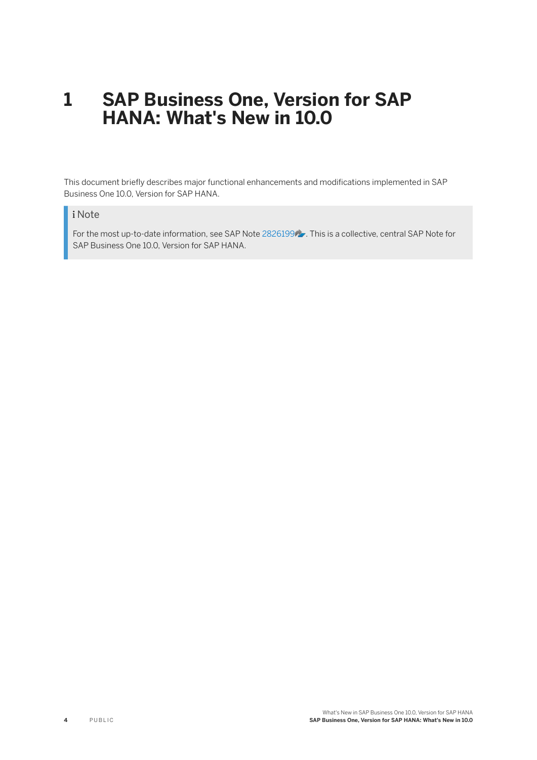# 1 SAP Business One, Version for SAP HANA: What's New in 10.0

This document briefly describes major functional enhancements and modifications implemented in SAP Business One 10.0, Version for SAP HANA.

> **Note**
>
> For the most up-to-date information, see SAP Note 2826199. This is a collective, central SAP Note for SAP Business One 10.0, Version for SAP HANA.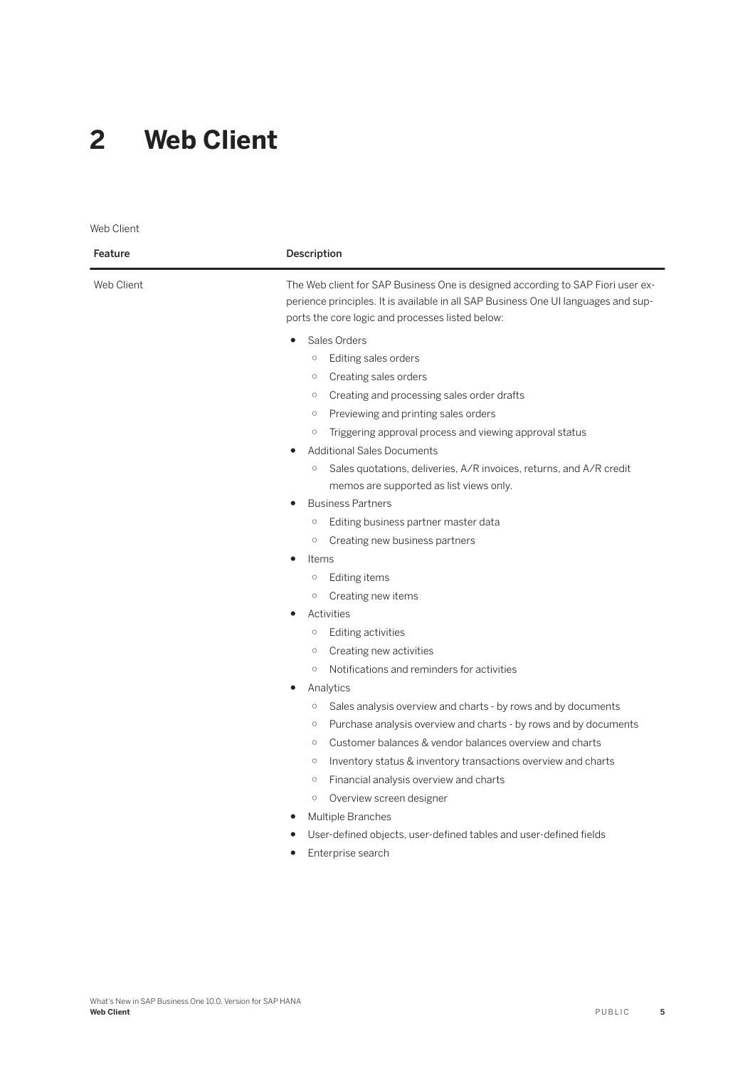# 2 Web Client

Web Client

| Feature | Description |
|---|---|
| Web Client | The Web client for SAP Business One is designed according to SAP Fiori user experience principles. It is available in all SAP Business One UI languages and supports the core logic and processes listed below:<br><br>• Sales Orders<br>&nbsp;&nbsp;&nbsp;&nbsp;○ Editing sales orders<br>&nbsp;&nbsp;&nbsp;&nbsp;○ Creating sales orders<br>&nbsp;&nbsp;&nbsp;&nbsp;○ Creating and processing sales order drafts<br>&nbsp;&nbsp;&nbsp;&nbsp;○ Previewing and printing sales orders<br>&nbsp;&nbsp;&nbsp;&nbsp;○ Triggering approval process and viewing approval status<br>• Additional Sales Documents<br>&nbsp;&nbsp;&nbsp;&nbsp;○ Sales quotations, deliveries, A/R invoices, returns, and A/R credit memos are supported as list views only.<br>• Business Partners<br>&nbsp;&nbsp;&nbsp;&nbsp;○ Editing business partner master data<br>&nbsp;&nbsp;&nbsp;&nbsp;○ Creating new business partners<br>• Items<br>&nbsp;&nbsp;&nbsp;&nbsp;○ Editing items<br>&nbsp;&nbsp;&nbsp;&nbsp;○ Creating new items<br>• Activities<br>&nbsp;&nbsp;&nbsp;&nbsp;○ Editing activities<br>&nbsp;&nbsp;&nbsp;&nbsp;○ Creating new activities<br>&nbsp;&nbsp;&nbsp;&nbsp;○ Notifications and reminders for activities<br>• Analytics<br>&nbsp;&nbsp;&nbsp;&nbsp;○ Sales analysis overview and charts - by rows and by documents<br>&nbsp;&nbsp;&nbsp;&nbsp;○ Purchase analysis overview and charts - by rows and by documents<br>&nbsp;&nbsp;&nbsp;&nbsp;○ Customer balances & vendor balances overview and charts<br>&nbsp;&nbsp;&nbsp;&nbsp;○ Inventory status & inventory transactions overview and charts<br>&nbsp;&nbsp;&nbsp;&nbsp;○ Financial analysis overview and charts<br>&nbsp;&nbsp;&nbsp;&nbsp;○ Overview screen designer<br>• Multiple Branches<br>• User-defined objects, user-defined tables and user-defined fields<br>• Enterprise search |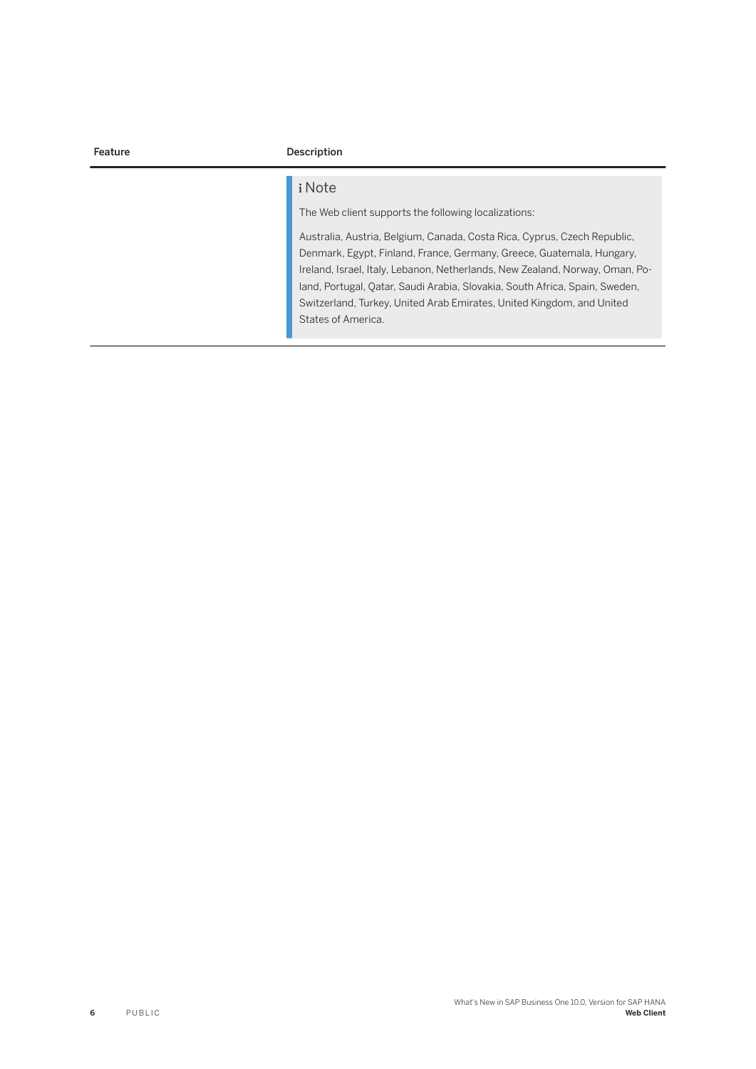| Feature | Description |
| --- | --- |
| | **i Note**<br><br>The Web client supports the following localizations:<br><br>Australia, Austria, Belgium, Canada, Costa Rica, Cyprus, Czech Republic, Denmark, Egypt, Finland, France, Germany, Greece, Guatemala, Hungary, Ireland, Israel, Italy, Lebanon, Netherlands, New Zealand, Norway, Oman, Poland, Portugal, Qatar, Saudi Arabia, Slovakia, South Africa, Spain, Sweden, Switzerland, Turkey, United Arab Emirates, United Kingdom, and United States of America. |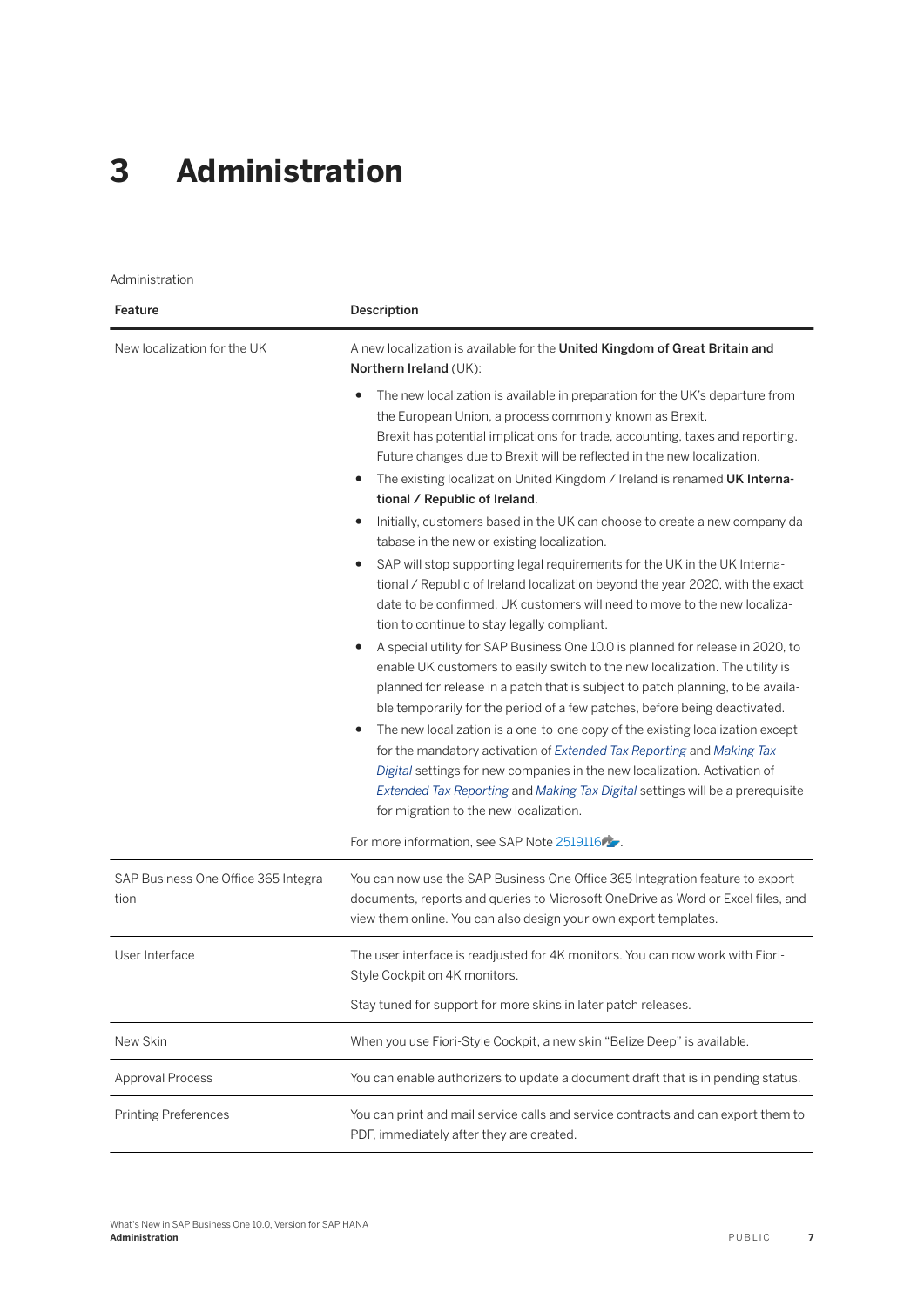# 3 Administration

Administration

| Feature | Description |
| --- | --- |
| New localization for the UK | A new localization is available for the **United Kingdom of Great Britain and Northern Ireland** (UK):<br><br>- The new localization is available in preparation for the UK's departure from the European Union, a process commonly known as Brexit.<br>Brexit has potential implications for trade, accounting, taxes and reporting. Future changes due to Brexit will be reflected in the new localization.<br>- The existing localization United Kingdom / Ireland is renamed **UK International / Republic of Ireland**.<br>- Initially, customers based in the UK can choose to create a new company database in the new or existing localization.<br>- SAP will stop supporting legal requirements for the UK in the UK International / Republic of Ireland localization beyond the year 2020, with the exact date to be confirmed. UK customers will need to move to the new localization to continue to stay legally compliant.<br>- A special utility for SAP Business One 10.0 is planned for release in 2020, to enable UK customers to easily switch to the new localization. The utility is planned for release in a patch that is subject to patch planning, to be available temporarily for the period of a few patches, before being deactivated.<br>- The new localization is a one-to-one copy of the existing localization except for the mandatory activation of *Extended Tax Reporting* and *Making Tax Digital* settings for new companies in the new localization. Activation of *Extended Tax Reporting* and *Making Tax Digital* settings will be a prerequisite for migration to the new localization.<br><br>For more information, see SAP Note 2519116. |
| SAP Business One Office 365 Integration | You can now use the SAP Business One Office 365 Integration feature to export documents, reports and queries to Microsoft OneDrive as Word or Excel files, and view them online. You can also design your own export templates. |
| User Interface | The user interface is readjusted for 4K monitors. You can now work with Fiori-Style Cockpit on 4K monitors.<br><br>Stay tuned for support for more skins in later patch releases. |
| New Skin | When you use Fiori-Style Cockpit, a new skin "Belize Deep" is available. |
| Approval Process | You can enable authorizers to update a document draft that is in pending status. |
| Printing Preferences | You can print and mail service calls and service contracts and can export them to PDF, immediately after they are created. |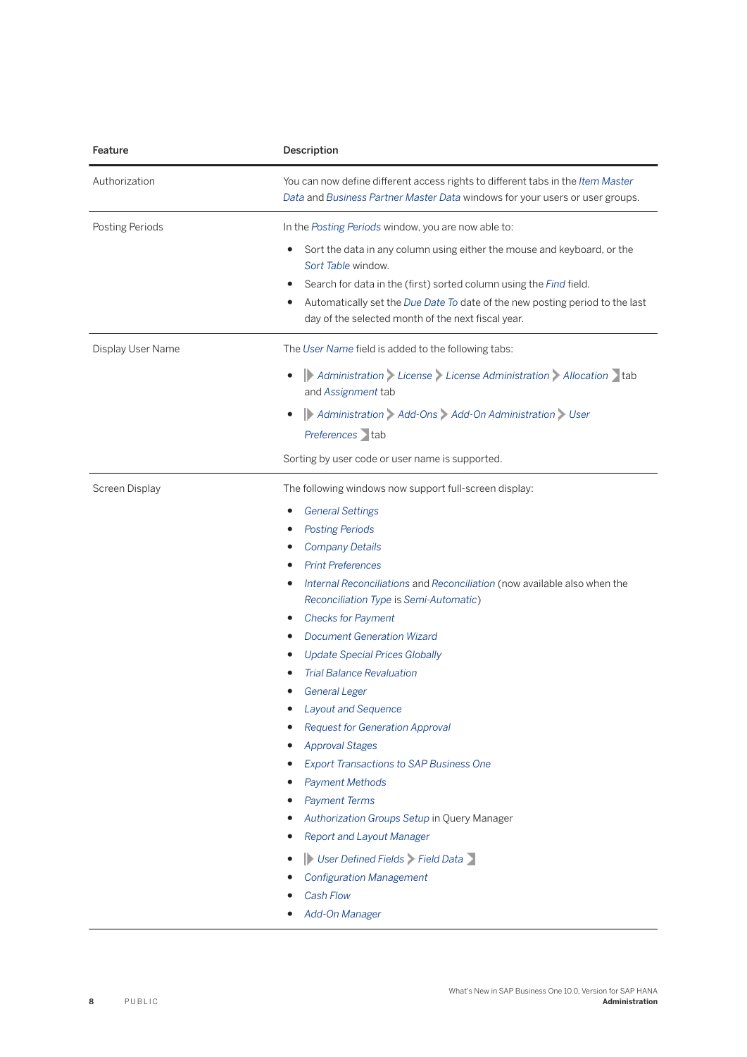| Feature | Description |
|---|---|
| Authorization | You can now define different access rights to different tabs in the *Item Master Data* and *Business Partner Master Data* windows for your users or user groups. |
| Posting Periods | In the *Posting Periods* window, you are now able to:<br><ul><li>Sort the data in any column using either the mouse and keyboard, or the *Sort Table* window.</li><li>Search for data in the (first) sorted column using the *Find* field.</li><li>Automatically set the *Due Date To* date of the new posting period to the last day of the selected month of the next fiscal year.</li></ul> |
| Display User Name | The *User Name* field is added to the following tabs:<br><ul><li>*Administration* > *License* > *License Administration* > *Allocation* tab and *Assignment* tab</li><li>*Administration* > *Add-Ons* > *Add-On Administration* > *User Preferences* tab</li></ul>Sorting by user code or user name is supported. |
| Screen Display | The following windows now support full-screen display:<br><ul><li>*General Settings*</li><li>*Posting Periods*</li><li>*Company Details*</li><li>*Print Preferences*</li><li>*Internal Reconciliations* and *Reconciliation* (now available also when the *Reconciliation Type* is *Semi-Automatic*)</li><li>*Checks for Payment*</li><li>*Document Generation Wizard*</li><li>*Update Special Prices Globally*</li><li>*Trial Balance Revaluation*</li><li>*General Leger*</li><li>*Layout and Sequence*</li><li>*Request for Generation Approval*</li><li>*Approval Stages*</li><li>*Export Transactions to SAP Business One*</li><li>*Payment Methods*</li><li>*Payment Terms*</li><li>*Authorization Groups Setup* in Query Manager</li><li>*Report and Layout Manager*</li><li>*User Defined Fields* > *Field Data*</li><li>*Configuration Management*</li><li>*Cash Flow*</li><li>*Add-On Manager*</li></ul> |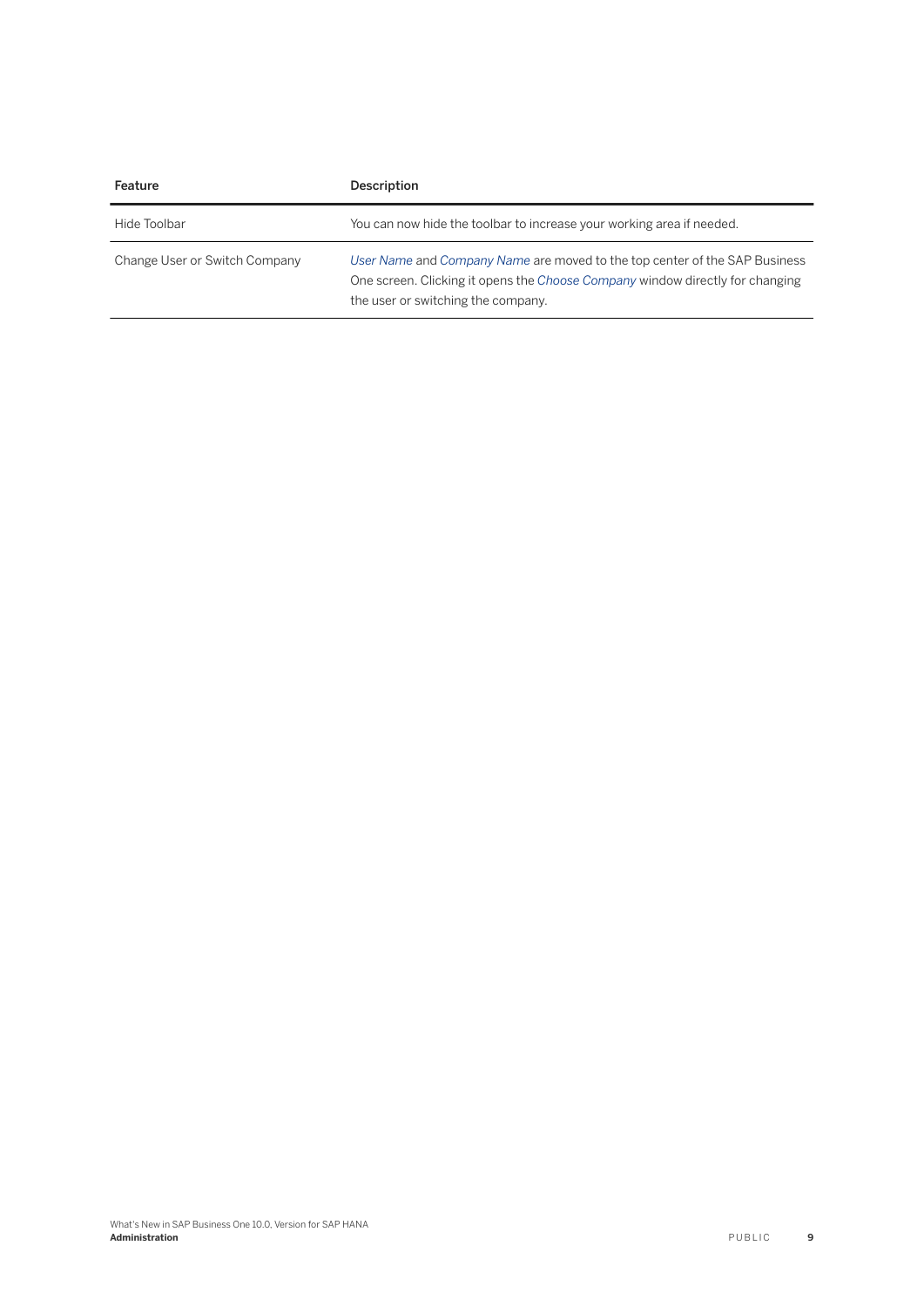| Feature | Description |
| --- | --- |
| Hide Toolbar | You can now hide the toolbar to increase your working area if needed. |
| Change User or Switch Company | *User Name* and *Company Name* are moved to the top center of the SAP Business One screen. Clicking it opens the *Choose Company* window directly for changing the user or switching the company. |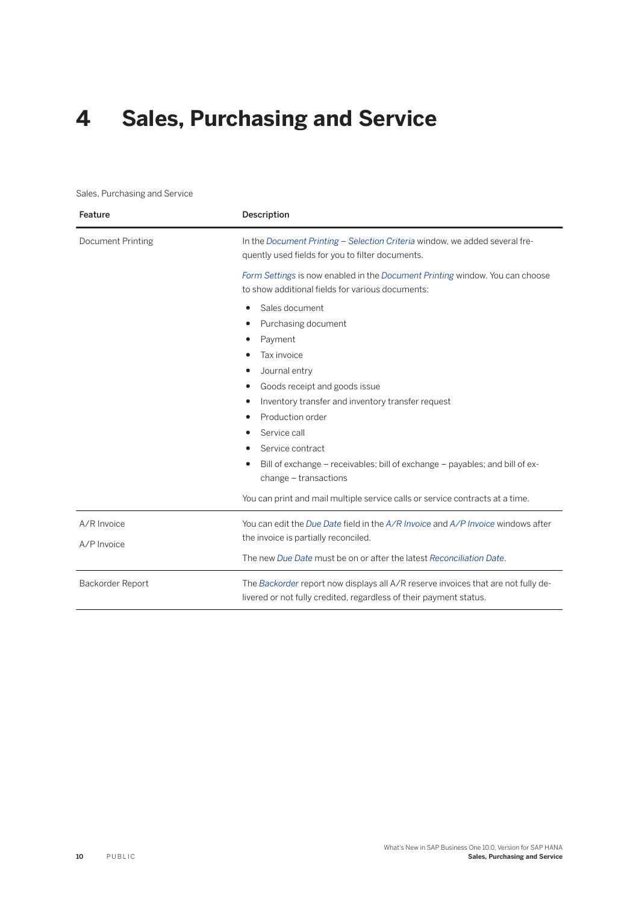# 4 Sales, Purchasing and Service

Sales, Purchasing and Service

| Feature | Description |
| --- | --- |
| Document Printing | In the *Document Printing – Selection Criteria* window, we added several frequently used fields for you to filter documents.<br><br>*Form Settings* is now enabled in the *Document Printing* window. You can choose to show additional fields for various documents:<br><br>• Sales document<br>• Purchasing document<br>• Payment<br>• Tax invoice<br>• Journal entry<br>• Goods receipt and goods issue<br>• Inventory transfer and inventory transfer request<br>• Production order<br>• Service call<br>• Service contract<br>• Bill of exchange – receivables; bill of exchange – payables; and bill of exchange – transactions<br><br>You can print and mail multiple service calls or service contracts at a time. |
| A/R Invoice<br><br>A/P Invoice | You can edit the *Due Date* field in the *A/R Invoice* and *A/P Invoice* windows after the invoice is partially reconciled.<br><br>The new *Due Date* must be on or after the latest *Reconciliation Date*. |
| Backorder Report | The *Backorder* report now displays all A/R reserve invoices that are not fully delivered or not fully credited, regardless of their payment status. |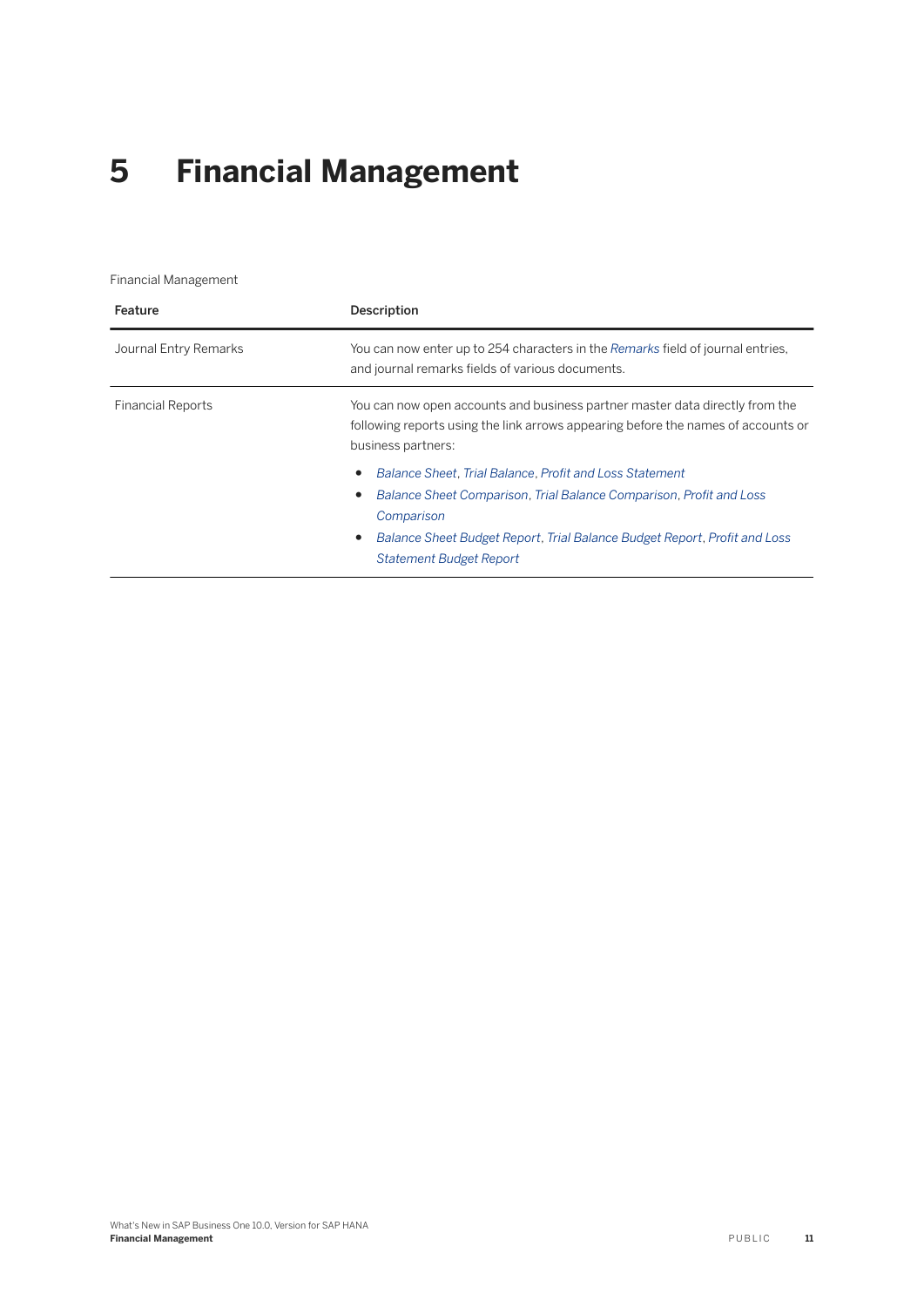# 5 Financial Management

Financial Management

| Feature | Description |
| --- | --- |
| Journal Entry Remarks | You can now enter up to 254 characters in the *Remarks* field of journal entries, and journal remarks fields of various documents. |
| Financial Reports | You can now open accounts and business partner master data directly from the following reports using the link arrows appearing before the names of accounts or business partners:<br>• *Balance Sheet*, *Trial Balance*, *Profit and Loss Statement*<br>• *Balance Sheet Comparison*, *Trial Balance Comparison*, *Profit and Loss Comparison*<br>• *Balance Sheet Budget Report*, *Trial Balance Budget Report*, *Profit and Loss Statement Budget Report* |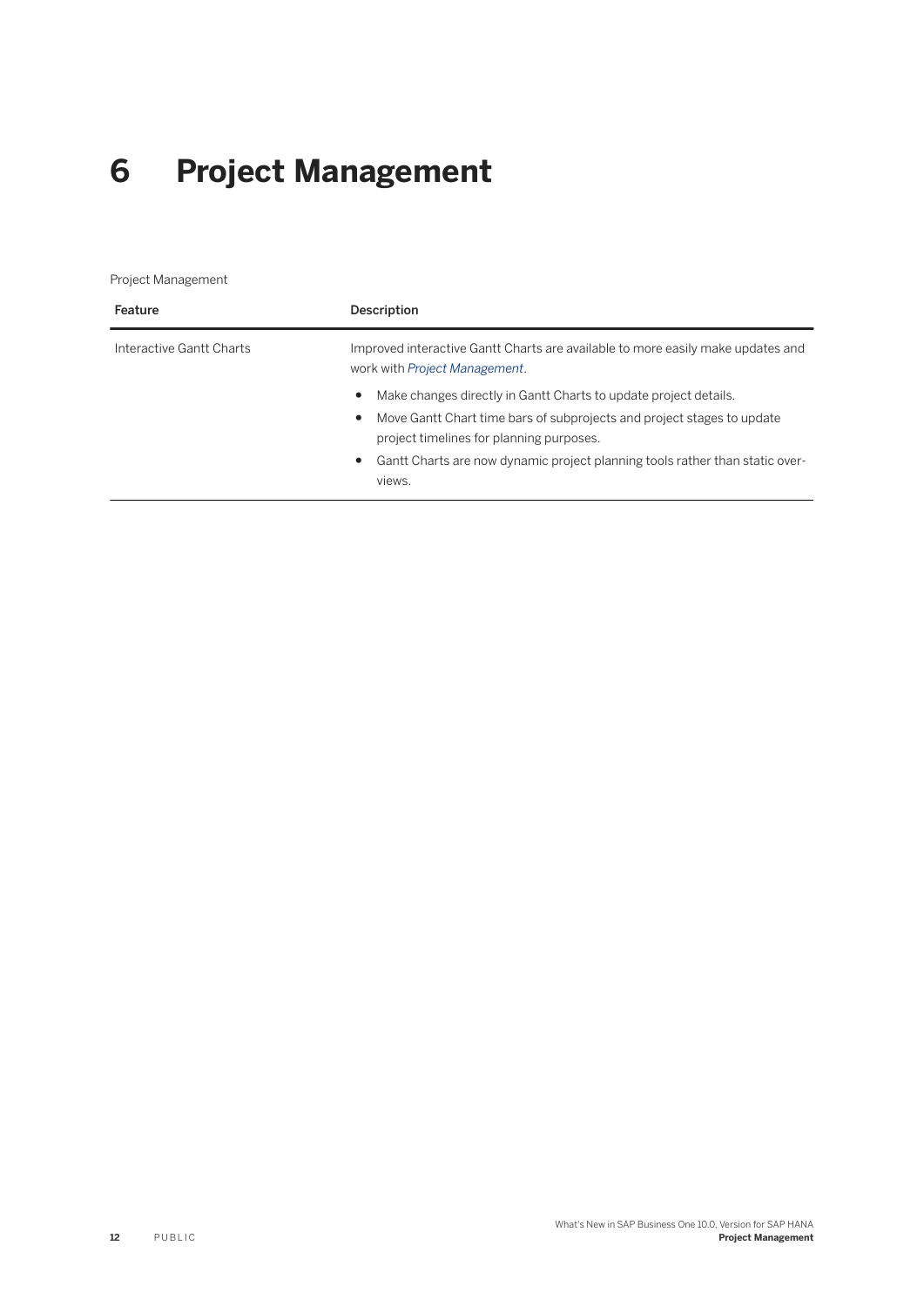# 6 Project Management

Project Management

| Feature | Description |
| --- | --- |
| Interactive Gantt Charts | Improved interactive Gantt Charts are available to more easily make updates and work with *Project Management*.<br><br>• Make changes directly in Gantt Charts to update project details.<br>• Move Gantt Chart time bars of subprojects and project stages to update project timelines for planning purposes.<br>• Gantt Charts are now dynamic project planning tools rather than static overviews. |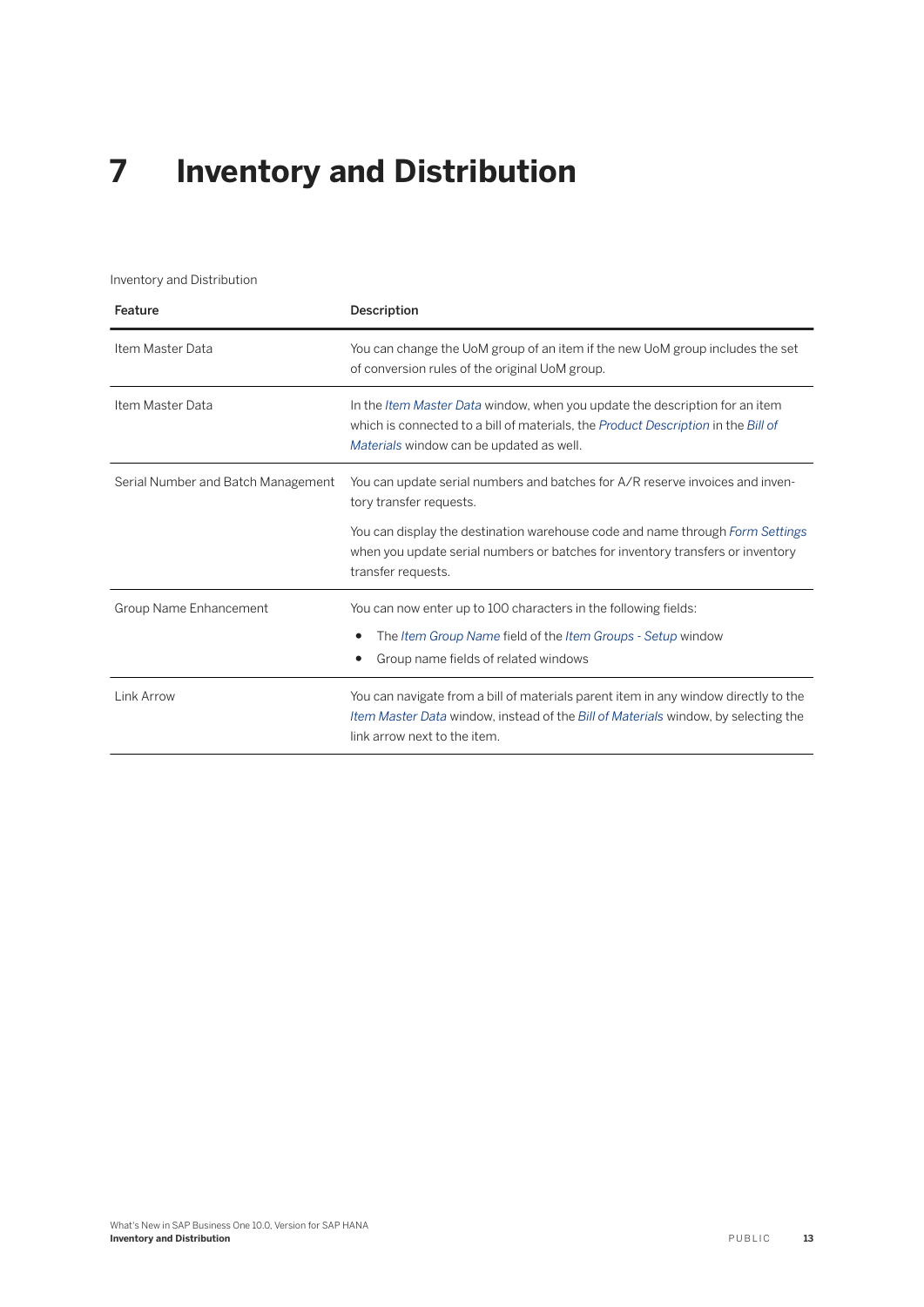# 7 Inventory and Distribution

Inventory and Distribution

| Feature | Description |
| --- | --- |
| Item Master Data | You can change the UoM group of an item if the new UoM group includes the set of conversion rules of the original UoM group. |
| Item Master Data | In the *Item Master Data* window, when you update the description for an item which is connected to a bill of materials, the *Product Description* in the *Bill of Materials* window can be updated as well. |
| Serial Number and Batch Management | You can update serial numbers and batches for A/R reserve invoices and inventory transfer requests.<br><br>You can display the destination warehouse code and name through *Form Settings* when you update serial numbers or batches for inventory transfers or inventory transfer requests. |
| Group Name Enhancement | You can now enter up to 100 characters in the following fields:<br>• The *Item Group Name* field of the *Item Groups - Setup* window<br>• Group name fields of related windows |
| Link Arrow | You can navigate from a bill of materials parent item in any window directly to the *Item Master Data* window, instead of the *Bill of Materials* window, by selecting the link arrow next to the item. |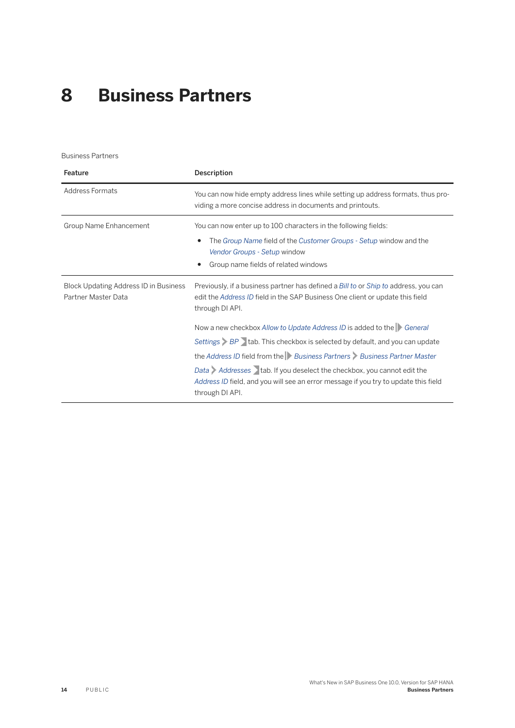# 8 Business Partners

Business Partners

| Feature | Description |
| --- | --- |
| Address Formats | You can now hide empty address lines while setting up address formats, thus providing a more concise address in documents and printouts. |
| Group Name Enhancement | You can now enter up to 100 characters in the following fields:<br>• The *Group Name* field of the *Customer Groups - Setup* window and the *Vendor Groups - Setup* window<br>• Group name fields of related windows |
| Block Updating Address ID in Business Partner Master Data | Previously, if a business partner has defined a *Bill to* or *Ship to* address, you can edit the *Address ID* field in the SAP Business One client or update this field through DI API.<br><br>Now a new checkbox *Allow to Update Address ID* is added to the *General Settings* > *BP* tab. This checkbox is selected by default, and you can update the *Address ID* field from the *Business Partners* > *Business Partner Master Data* > *Addresses* tab. If you deselect the checkbox, you cannot edit the *Address ID* field, and you will see an error message if you try to update this field through DI API. |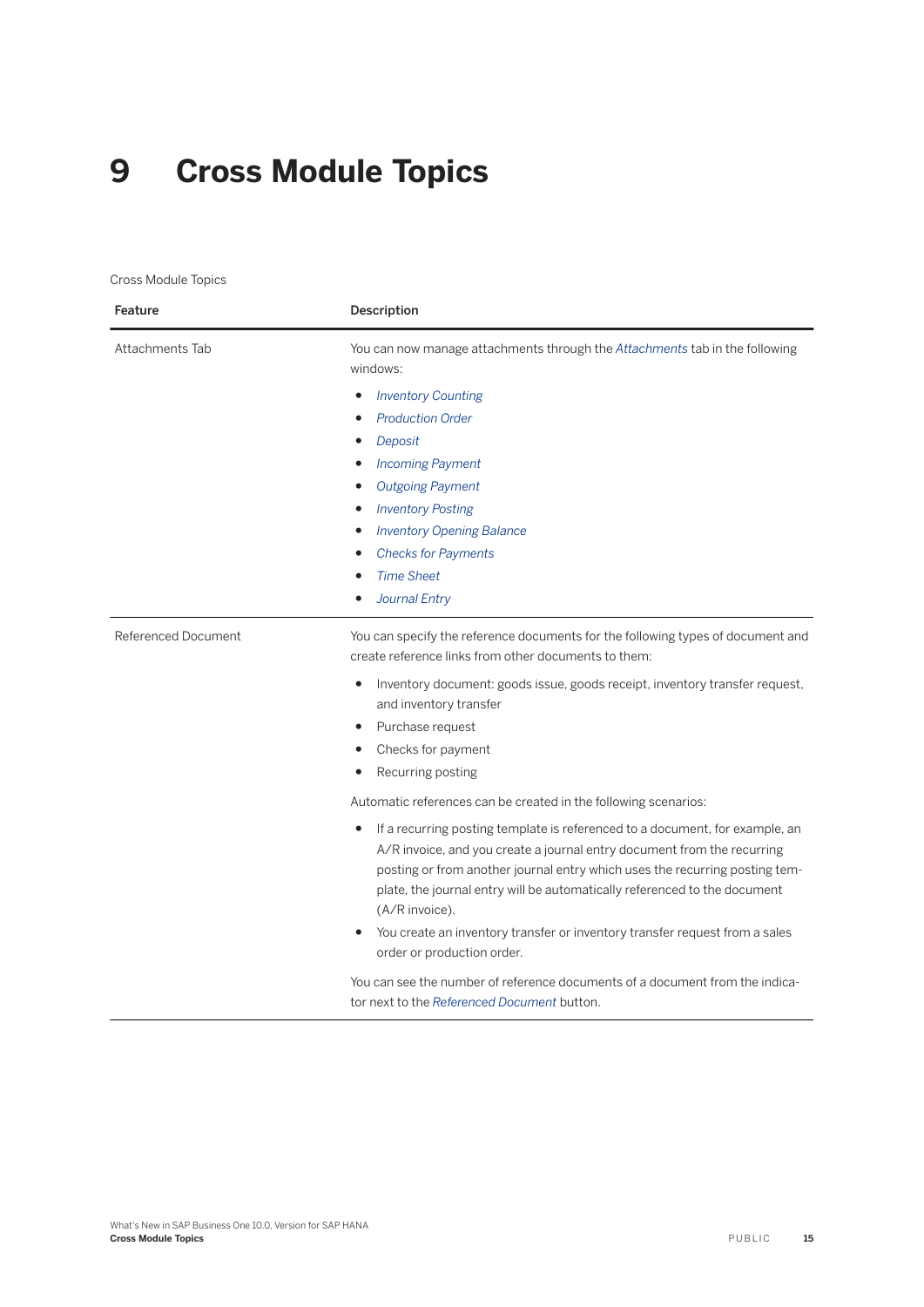# 9 Cross Module Topics

Cross Module Topics

| Feature | Description |
| --- | --- |
| Attachments Tab | You can now manage attachments through the *Attachments* tab in the following windows:<br>• *Inventory Counting*<br>• *Production Order*<br>• *Deposit*<br>• *Incoming Payment*<br>• *Outgoing Payment*<br>• *Inventory Posting*<br>• *Inventory Opening Balance*<br>• *Checks for Payments*<br>• *Time Sheet*<br>• *Journal Entry* |
| Referenced Document | You can specify the reference documents for the following types of document and create reference links from other documents to them:<br>• Inventory document: goods issue, goods receipt, inventory transfer request, and inventory transfer<br>• Purchase request<br>• Checks for payment<br>• Recurring posting<br><br>Automatic references can be created in the following scenarios:<br>• If a recurring posting template is referenced to a document, for example, an A/R invoice, and you create a journal entry document from the recurring posting or from another journal entry which uses the recurring posting template, the journal entry will be automatically referenced to the document (A/R invoice).<br>• You create an inventory transfer or inventory transfer request from a sales order or production order.<br><br>You can see the number of reference documents of a document from the indicator next to the *Referenced Document* button. |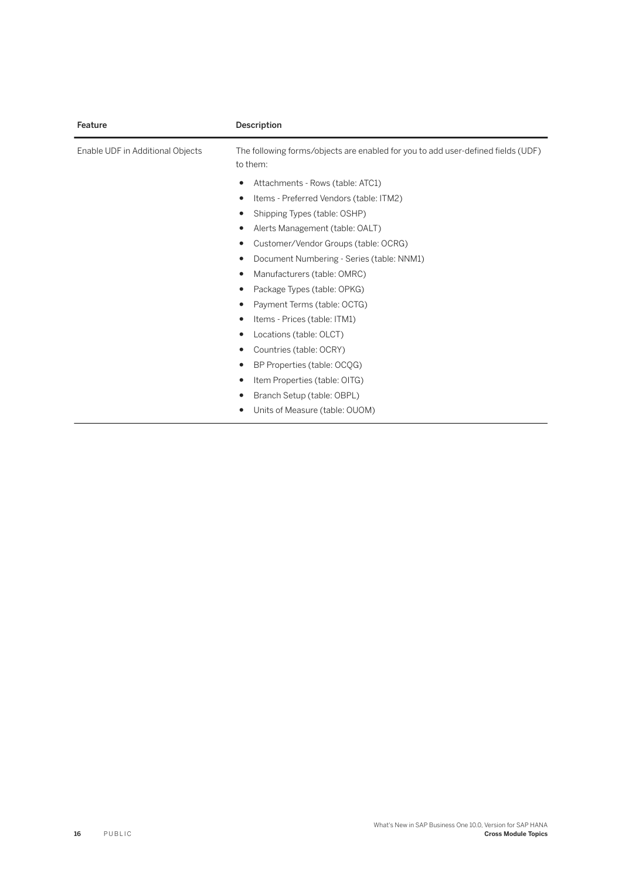| Feature | Description |
| --- | --- |
| Enable UDF in Additional Objects | The following forms/objects are enabled for you to add user-defined fields (UDF) to them:<br>• Attachments - Rows (table: ATC1)<br>• Items - Preferred Vendors (table: ITM2)<br>• Shipping Types (table: OSHP)<br>• Alerts Management (table: OALT)<br>• Customer/Vendor Groups (table: OCRG)<br>• Document Numbering - Series (table: NNM1)<br>• Manufacturers (table: OMRC)<br>• Package Types (table: OPKG)<br>• Payment Terms (table: OCTG)<br>• Items - Prices (table: ITM1)<br>• Locations (table: OLCT)<br>• Countries (table: OCRY)<br>• BP Properties (table: OCQG)<br>• Item Properties (table: OITG)<br>• Branch Setup (table: OBPL)<br>• Units of Measure (table: OUOM) |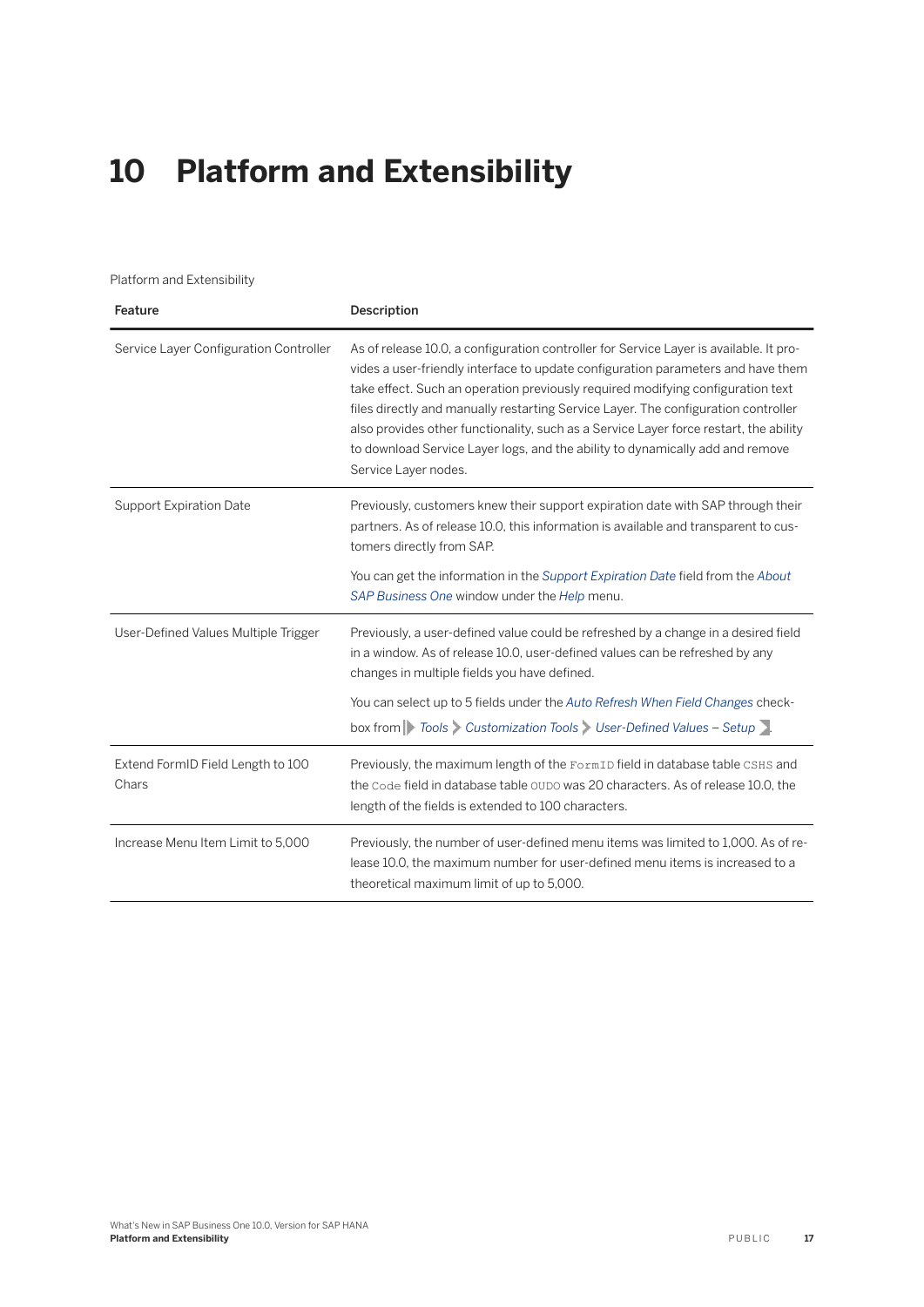# 10 Platform and Extensibility

Platform and Extensibility

| Feature | Description |
| --- | --- |
| Service Layer Configuration Controller | As of release 10.0, a configuration controller for Service Layer is available. It provides a user-friendly interface to update configuration parameters and have them take effect. Such an operation previously required modifying configuration text files directly and manually restarting Service Layer. The configuration controller also provides other functionality, such as a Service Layer force restart, the ability to download Service Layer logs, and the ability to dynamically add and remove Service Layer nodes. |
| Support Expiration Date | Previously, customers knew their support expiration date with SAP through their partners. As of release 10.0, this information is available and transparent to customers directly from SAP.<br><br>You can get the information in the *Support Expiration Date* field from the *About SAP Business One* window under the *Help* menu. |
| User-Defined Values Multiple Trigger | Previously, a user-defined value could be refreshed by a change in a desired field in a window. As of release 10.0, user-defined values can be refreshed by any changes in multiple fields you have defined.<br><br>You can select up to 5 fields under the *Auto Refresh When Field Changes* checkbox from *Tools* > *Customization Tools* > *User-Defined Values – Setup*. |
| Extend FormID Field Length to 100 Chars | Previously, the maximum length of the `FormID` field in database table `CSHS` and the `Code` field in database table `OUDO` was 20 characters. As of release 10.0, the length of the fields is extended to 100 characters. |
| Increase Menu Item Limit to 5,000 | Previously, the number of user-defined menu items was limited to 1,000. As of release 10.0, the maximum number for user-defined menu items is increased to a theoretical maximum limit of up to 5,000. |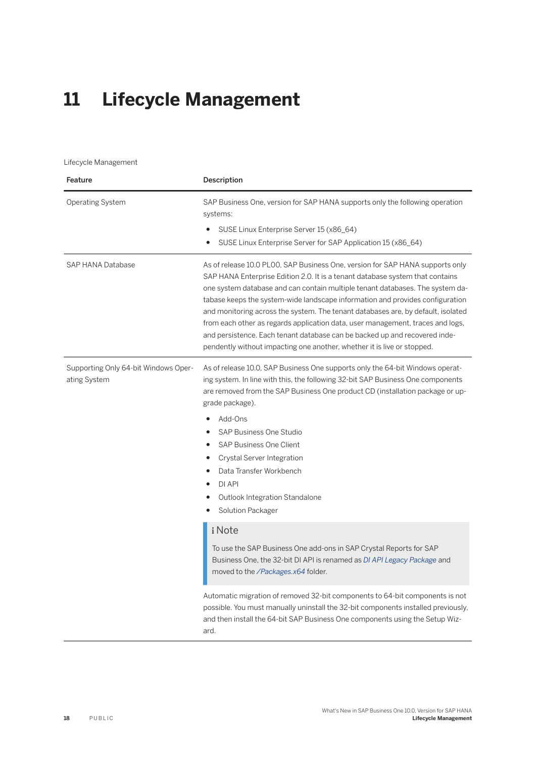# 11 Lifecycle Management

Lifecycle Management

| Feature | Description |
| --- | --- |
| Operating System | SAP Business One, version for SAP HANA supports only the following operation systems:<br>• SUSE Linux Enterprise Server 15 (x86_64)<br>• SUSE Linux Enterprise Server for SAP Application 15 (x86_64) |
| SAP HANA Database | As of release 10.0 PL00, SAP Business One, version for SAP HANA supports only SAP HANA Enterprise Edition 2.0. It is a tenant database system that contains one system database and can contain multiple tenant databases. The system database keeps the system-wide landscape information and provides configuration and monitoring across the system. The tenant databases are, by default, isolated from each other as regards application data, user management, traces and logs, and persistence. Each tenant database can be backed up and recovered independently without impacting one another, whether it is live or stopped. |
| Supporting Only 64-bit Windows Operating System | As of release 10.0, SAP Business One supports only the 64-bit Windows operating system. In line with this, the following 32-bit SAP Business One components are removed from the SAP Business One product CD (installation package or upgrade package).<br>• Add-Ons<br>• SAP Business One Studio<br>• SAP Business One Client<br>• Crystal Server Integration<br>• Data Transfer Workbench<br>• DI API<br>• Outlook Integration Standalone<br>• Solution Packager<br><br>**Note**<br>To use the SAP Business One add-ons in SAP Crystal Reports for SAP Business One, the 32-bit DI API is renamed as *DI API Legacy Package* and moved to the */Packages.x64* folder.<br><br>Automatic migration of removed 32-bit components to 64-bit components is not possible. You must manually uninstall the 32-bit components installed previously, and then install the 64-bit SAP Business One components using the Setup Wizard. |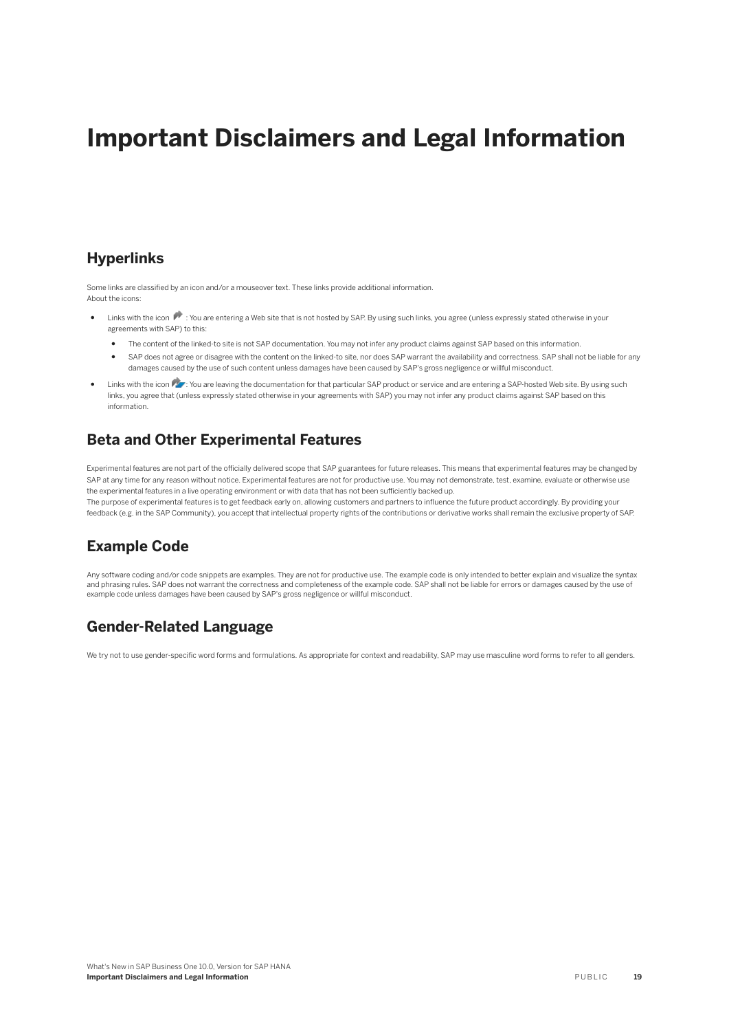# Important Disclaimers and Legal Information

## Hyperlinks

Some links are classified by an icon and/or a mouseover text. These links provide additional information.
About the icons:

- Links with the icon : You are entering a Web site that is not hosted by SAP. By using such links, you agree (unless expressly stated otherwise in your agreements with SAP) to this:
  - The content of the linked-to site is not SAP documentation. You may not infer any product claims against SAP based on this information.
  - SAP does not agree or disagree with the content on the linked-to site, nor does SAP warrant the availability and correctness. SAP shall not be liable for any damages caused by the use of such content unless damages have been caused by SAP's gross negligence or willful misconduct.
- Links with the icon : You are leaving the documentation for that particular SAP product or service and are entering a SAP-hosted Web site. By using such links, you agree that (unless expressly stated otherwise in your agreements with SAP) you may not infer any product claims against SAP based on this information.

## Beta and Other Experimental Features

Experimental features are not part of the officially delivered scope that SAP guarantees for future releases. This means that experimental features may be changed by SAP at any time for any reason without notice. Experimental features are not for productive use. You may not demonstrate, test, examine, evaluate or otherwise use the experimental features in a live operating environment or with data that has not been sufficiently backed up.
The purpose of experimental features is to get feedback early on, allowing customers and partners to influence the future product accordingly. By providing your feedback (e.g. in the SAP Community), you accept that intellectual property rights of the contributions or derivative works shall remain the exclusive property of SAP.

## Example Code

Any software coding and/or code snippets are examples. They are not for productive use. The example code is only intended to better explain and visualize the syntax and phrasing rules. SAP does not warrant the correctness and completeness of the example code. SAP shall not be liable for errors or damages caused by the use of example code unless damages have been caused by SAP's gross negligence or willful misconduct.

## Gender-Related Language

We try not to use gender-specific word forms and formulations. As appropriate for context and readability, SAP may use masculine word forms to refer to all genders.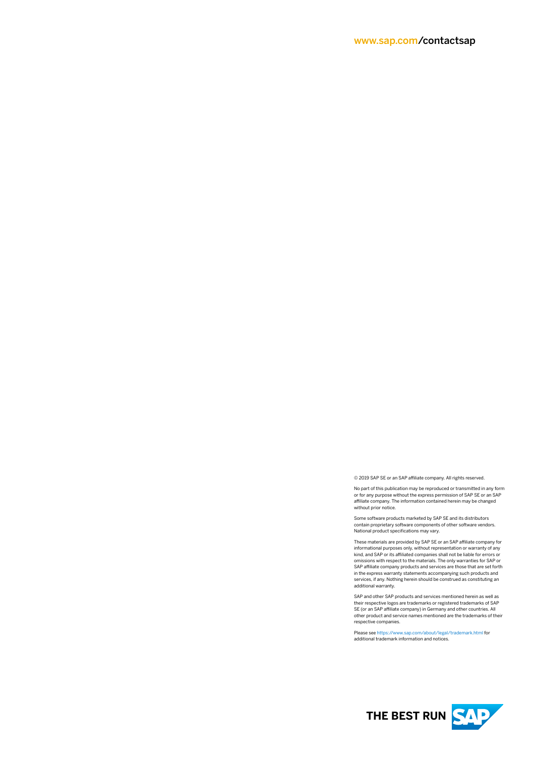www.sap.com/contactsap

© 2019 SAP SE or an SAP affiliate company. All rights reserved.

No part of this publication may be reproduced or transmitted in any form or for any purpose without the express permission of SAP SE or an SAP affiliate company. The information contained herein may be changed without prior notice.

Some software products marketed by SAP SE and its distributors contain proprietary software components of other software vendors. National product specifications may vary.

These materials are provided by SAP SE or an SAP affiliate company for informational purposes only, without representation or warranty of any kind, and SAP or its affiliated companies shall not be liable for errors or omissions with respect to the materials. The only warranties for SAP or SAP affiliate company products and services are those that are set forth in the express warranty statements accompanying such products and services, if any. Nothing herein should be construed as constituting an additional warranty.

SAP and other SAP products and services mentioned herein as well as their respective logos are trademarks or registered trademarks of SAP SE (or an SAP affiliate company) in Germany and other countries. All other product and service names mentioned are the trademarks of their respective companies.

Please see https://www.sap.com/about/legal/trademark.html for additional trademark information and notices.

THE BEST RUN SAP